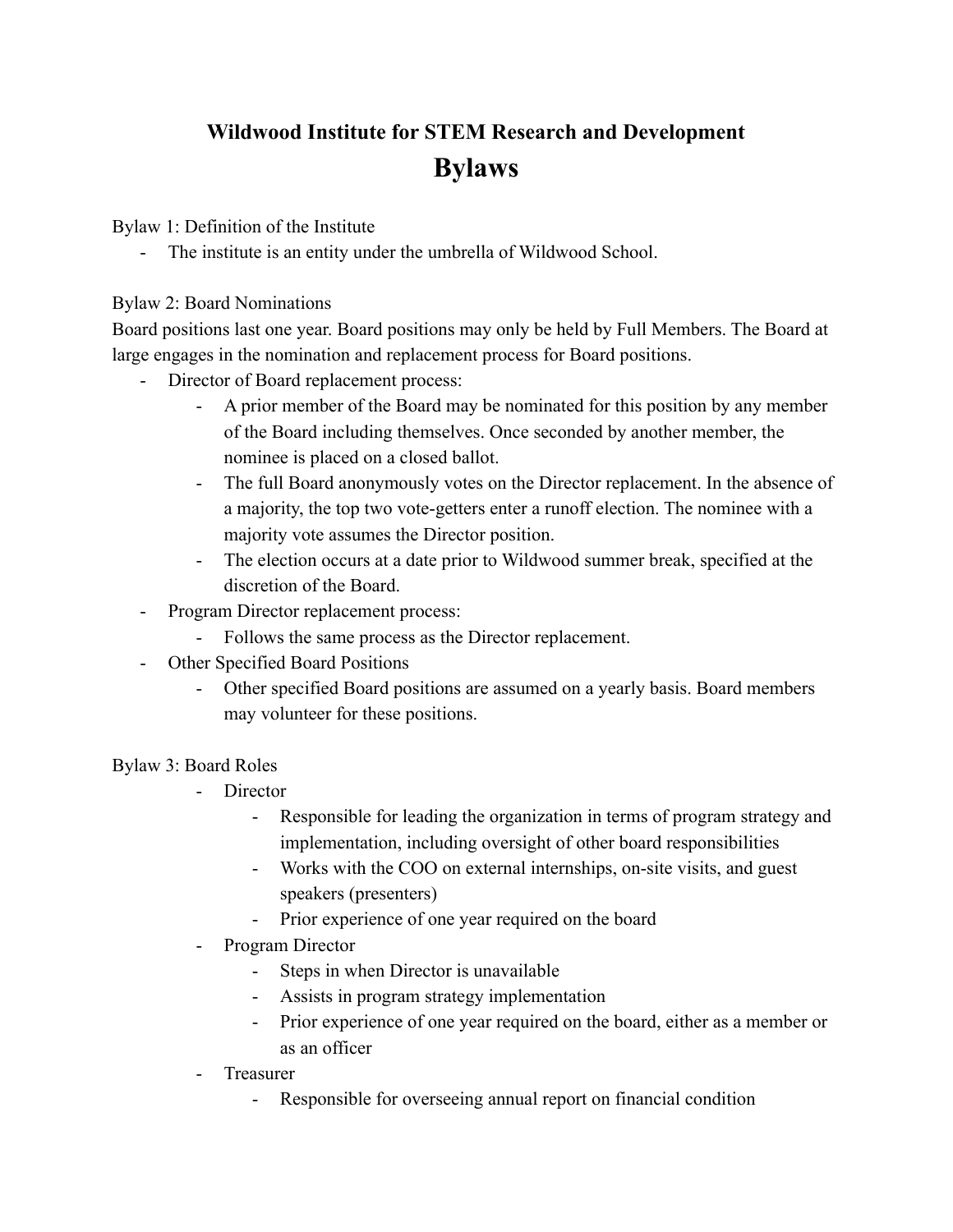# Wildwood Institute for STEM Research and Development

## Bylaws

Bylaw 1: Definition of the Institute

- The institute is an entity under the umbrella of Wildwood School.

Bylaw 2: Board Nominations

Board positions last one year. Board positions may only be held by Full Members. The Board at large engages in the nomination and replacement process for Board positions.

- Director of Board replacement process:
  - A prior member of the Board may be nominated for this position by any member of the Board including themselves. Once seconded by another member, the nominee is placed on a closed ballot.
  - The full Board anonymously votes on the Director replacement. In the absence of a majority, the top two vote-getters enter a runoff election. The nominee with a majority vote assumes the Director position.
  - The election occurs at a date prior to Wildwood summer break, specified at the discretion of the Board.
- Program Director replacement process:
  - Follows the same process as the Director replacement.
- Other Specified Board Positions
  - Other specified Board positions are assumed on a yearly basis. Board members may volunteer for these positions.

Bylaw 3: Board Roles

- Director
  - Responsible for leading the organization in terms of program strategy and implementation, including oversight of other board responsibilities
  - Works with the COO on external internships, on-site visits, and guest speakers (presenters)
  - Prior experience of one year required on the board
- Program Director
  - Steps in when Director is unavailable
  - Assists in program strategy implementation
  - Prior experience of one year required on the board, either as a member or as an officer
- Treasurer
  - Responsible for overseeing annual report on financial condition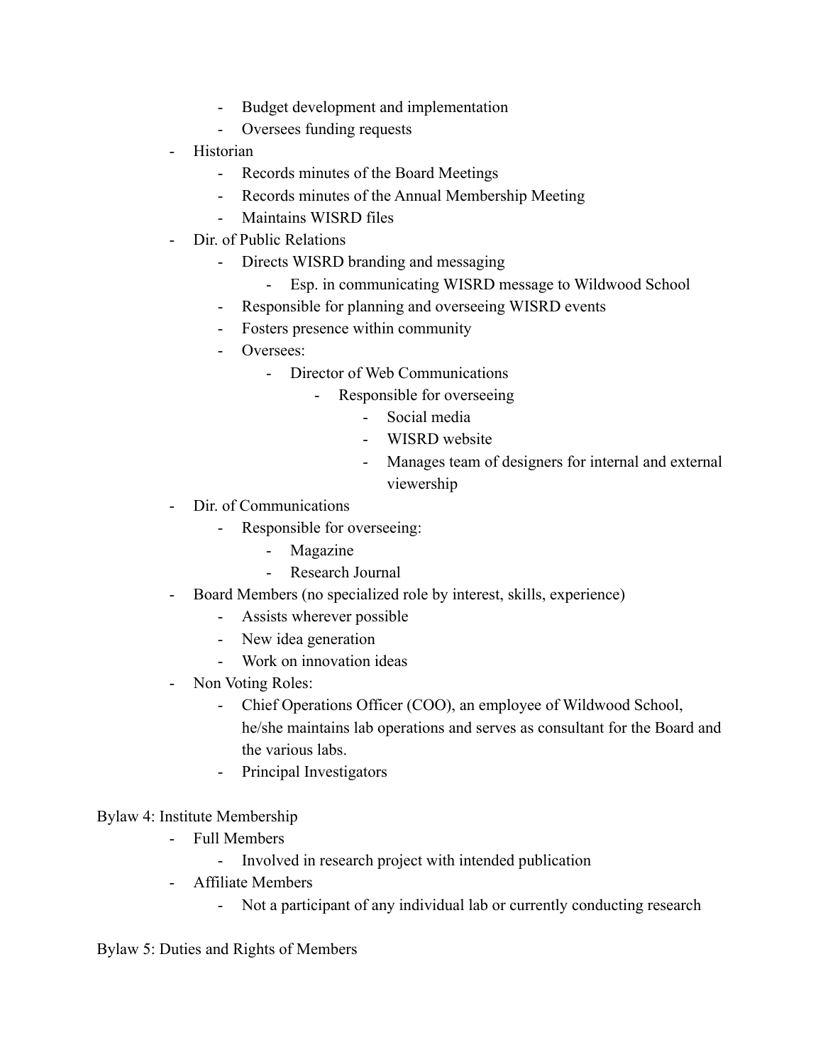- Budget development and implementation
        - Oversees funding requests
- Historian
    - Records minutes of the Board Meetings
    - Records minutes of the Annual Membership Meeting
    - Maintains WISRD files
- Dir. of Public Relations
    - Directs WISRD branding and messaging
        - Esp. in communicating WISRD message to Wildwood School
    - Responsible for planning and overseeing WISRD events
    - Fosters presence within community
    - Oversees:
        - Director of Web Communications
            - Responsible for overseeing
                - Social media
                - WISRD website
                - Manages team of designers for internal and external viewership
- Dir. of Communications
    - Responsible for overseeing:
        - Magazine
        - Research Journal
- Board Members (no specialized role by interest, skills, experience)
    - Assists wherever possible
    - New idea generation
    - Work on innovation ideas
- Non Voting Roles:
    - Chief Operations Officer (COO), an employee of Wildwood School, he/she maintains lab operations and serves as consultant for the Board and the various labs.
    - Principal Investigators

Bylaw 4: Institute Membership

- Full Members
    - Involved in research project with intended publication
- Affiliate Members
    - Not a participant of any individual lab or currently conducting research

Bylaw 5: Duties and Rights of Members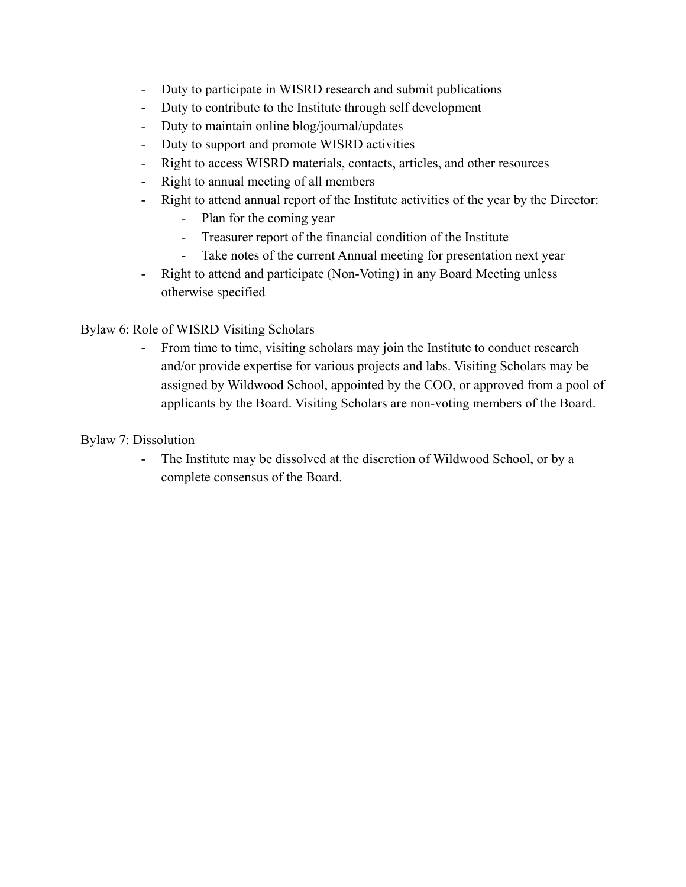- Duty to participate in WISRD research and submit publications
- Duty to contribute to the Institute through self development
- Duty to maintain online blog/journal/updates
- Duty to support and promote WISRD activities
- Right to access WISRD materials, contacts, articles, and other resources
- Right to annual meeting of all members
- Right to attend annual report of the Institute activities of the year by the Director:
    - Plan for the coming year
    - Treasurer report of the financial condition of the Institute
    - Take notes of the current Annual meeting for presentation next year
- Right to attend and participate (Non-Voting) in any Board Meeting unless otherwise specified

Bylaw 6: Role of WISRD Visiting Scholars

- From time to time, visiting scholars may join the Institute to conduct research and/or provide expertise for various projects and labs. Visiting Scholars may be assigned by Wildwood School, appointed by the COO, or approved from a pool of applicants by the Board. Visiting Scholars are non-voting members of the Board.

Bylaw 7: Dissolution

- The Institute may be dissolved at the discretion of Wildwood School, or by a complete consensus of the Board.